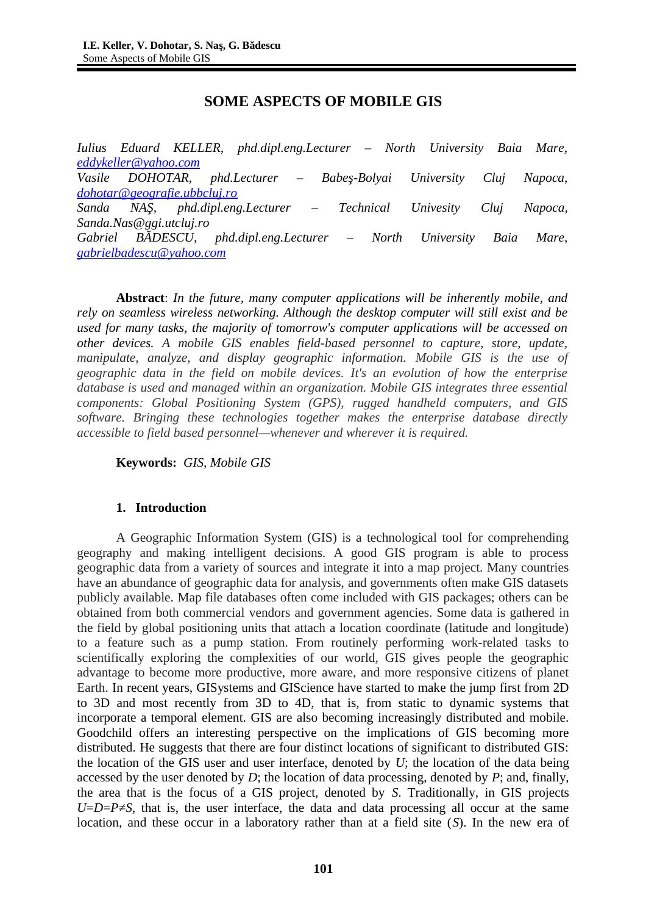# SOME ASPECTS OF MOBILE GIS

*Iulius Eduard KELLER, phd.dipl.eng.Lecturer – North University Baia Mare, eddykeller@yahoo.com*
*Vasile DOHOTAR, phd.Lecturer – Babeş-Bolyai University Cluj Napoca, dohotar@geografie.ubbcluj.ro*
*Sanda NAŞ, phd.dipl.eng.Lecturer – Technical Univesity Cluj Napoca, Sanda.Nas@ggi.utcluj.ro*
*Gabriel BĂDESCU, phd.dipl.eng.Lecturer – North University Baia Mare, gabrielbadescu@yahoo.com*

**Abstract**: *In the future, many computer applications will be inherently mobile, and rely on seamless wireless networking. Although the desktop computer will still exist and be used for many tasks, the majority of tomorrow's computer applications will be accessed on other devices. A mobile GIS enables field-based personnel to capture, store, update, manipulate, analyze, and display geographic information. Mobile GIS is the use of geographic data in the field on mobile devices. It's an evolution of how the enterprise database is used and managed within an organization. Mobile GIS integrates three essential components: Global Positioning System (GPS), rugged handheld computers, and GIS software. Bringing these technologies together makes the enterprise database directly accessible to field based personnel—whenever and wherever it is required.*

**Keywords:** *GIS, Mobile GIS*

## 1. Introduction

A Geographic Information System (GIS) is a technological tool for comprehending geography and making intelligent decisions. A good GIS program is able to process geographic data from a variety of sources and integrate it into a map project. Many countries have an abundance of geographic data for analysis, and governments often make GIS datasets publicly available. Map file databases often come included with GIS packages; others can be obtained from both commercial vendors and government agencies. Some data is gathered in the field by global positioning units that attach a location coordinate (latitude and longitude) to a feature such as a pump station. From routinely performing work-related tasks to scientifically exploring the complexities of our world, GIS gives people the geographic advantage to become more productive, more aware, and more responsive citizens of planet Earth. In recent years, GISystems and GIScience have started to make the jump first from 2D to 3D and most recently from 3D to 4D, that is, from static to dynamic systems that incorporate a temporal element. GIS are also becoming increasingly distributed and mobile. Goodchild offers an interesting perspective on the implications of GIS becoming more distributed. He suggests that there are four distinct locations of significant to distributed GIS: the location of the GIS user and user interface, denoted by *U*; the location of the data being accessed by the user denoted by *D*; the location of data processing, denoted by *P*; and, finally, the area that is the focus of a GIS project, denoted by *S*. Traditionally, in GIS projects $U=D=P \neq S$, that is, the user interface, the data and data processing all occur at the same location, and these occur in a laboratory rather than at a field site (*S*). In the new era of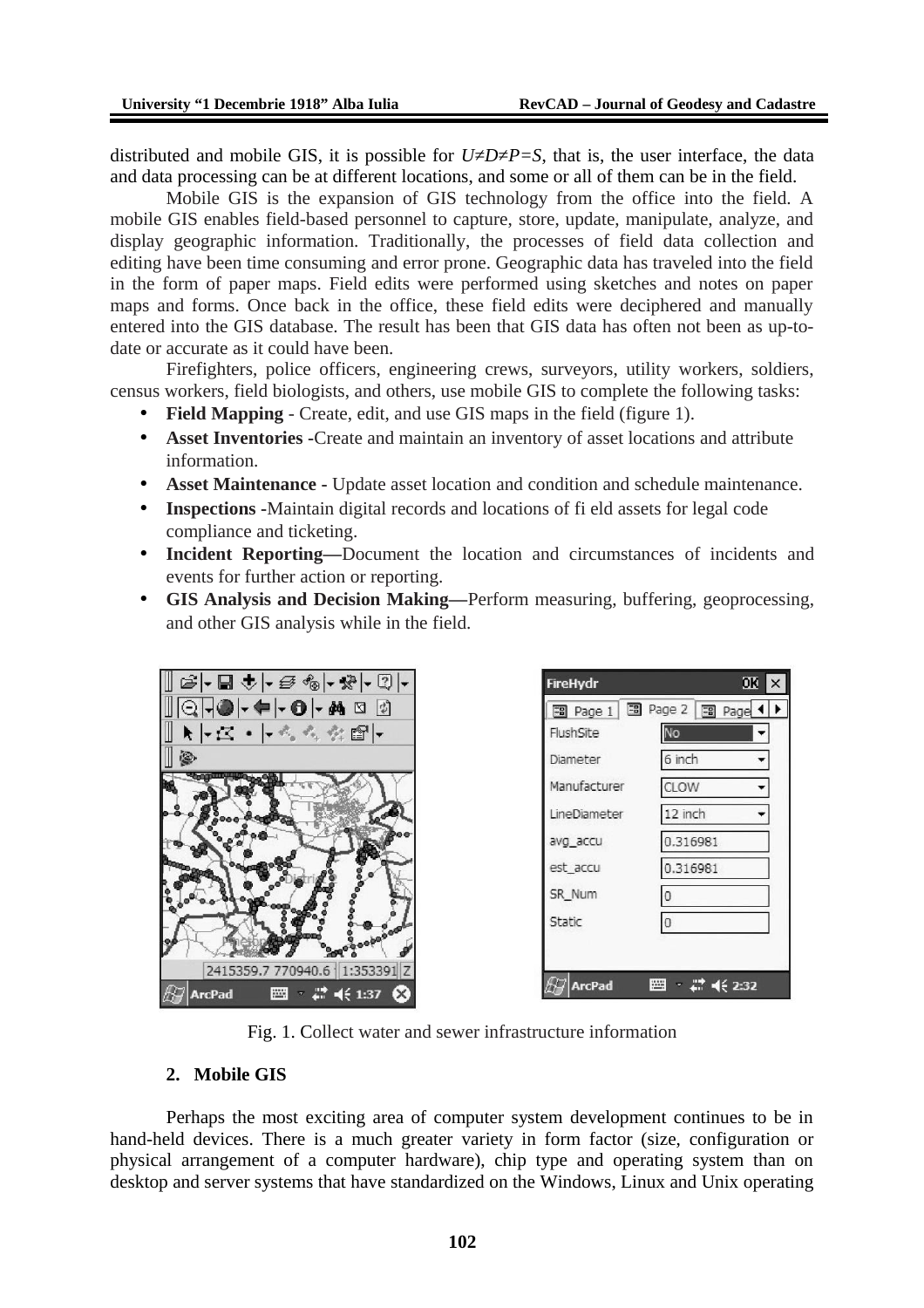distributed and mobile GIS, it is possible for $U \neq D \neq P = S$, that is, the user interface, the data and data processing can be at different locations, and some or all of them can be in the field.

Mobile GIS is the expansion of GIS technology from the office into the field. A mobile GIS enables field-based personnel to capture, store, update, manipulate, analyze, and display geographic information. Traditionally, the processes of field data collection and editing have been time consuming and error prone. Geographic data has traveled into the field in the form of paper maps. Field edits were performed using sketches and notes on paper maps and forms. Once back in the office, these field edits were deciphered and manually entered into the GIS database. The result has been that GIS data has often not been as up-to-date or accurate as it could have been.

Firefighters, police officers, engineering crews, surveyors, utility workers, soldiers, census workers, field biologists, and others, use mobile GIS to complete the following tasks:

- **Field Mapping** - Create, edit, and use GIS maps in the field (figure 1).
- **Asset Inventories** -Create and maintain an inventory of asset locations and attribute information.
- **Asset Maintenance** - Update asset location and condition and schedule maintenance.
- **Inspections** -Maintain digital records and locations of fi eld assets for legal code compliance and ticketing.
- **Incident Reporting—**Document the location and circumstances of incidents and events for further action or reporting.
- **GIS Analysis and Decision Making—**Perform measuring, buffering, geoprocessing, and other GIS analysis while in the field.

Fig. 1. Collect water and sewer infrastructure information

## 2. Mobile GIS

Perhaps the most exciting area of computer system development continues to be in hand-held devices. There is a much greater variety in form factor (size, configuration or physical arrangement of a computer hardware), chip type and operating system than on desktop and server systems that have standardized on the Windows, Linux and Unix operating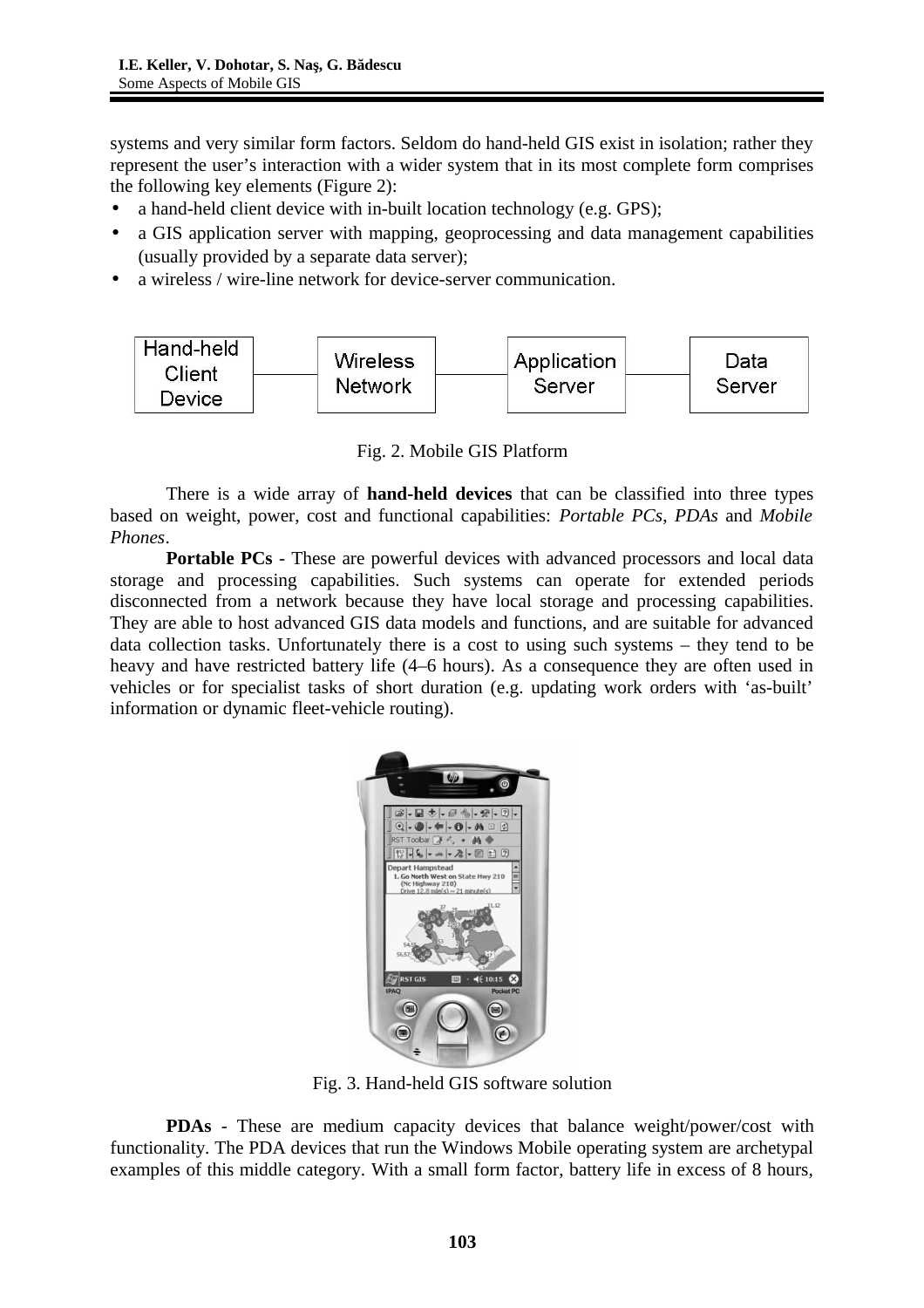systems and very similar form factors. Seldom do hand-held GIS exist in isolation; rather they represent the user's interaction with a wider system that in its most complete form comprises the following key elements (Figure 2):

- a hand-held client device with in-built location technology (e.g. GPS);
- a GIS application server with mapping, geoprocessing and data management capabilities (usually provided by a separate data server);
- a wireless / wire-line network for device-server communication.

Hand-held Client Device — Wireless Network — Application Server — Data Server

Fig. 2. Mobile GIS Platform

There is a wide array of **hand-held devices** that can be classified into three types based on weight, power, cost and functional capabilities: *Portable PCs*, *PDAs* and *Mobile Phones*.

**Portable PCs** - These are powerful devices with advanced processors and local data storage and processing capabilities. Such systems can operate for extended periods disconnected from a network because they have local storage and processing capabilities. They are able to host advanced GIS data models and functions, and are suitable for advanced data collection tasks. Unfortunately there is a cost to using such systems – they tend to be heavy and have restricted battery life (4–6 hours). As a consequence they are often used in vehicles or for specialist tasks of short duration (e.g. updating work orders with 'as-built' information or dynamic fleet-vehicle routing).

Fig. 3. Hand-held GIS software solution

**PDAs** - These are medium capacity devices that balance weight/power/cost with functionality. The PDA devices that run the Windows Mobile operating system are archetypal examples of this middle category. With a small form factor, battery life in excess of 8 hours,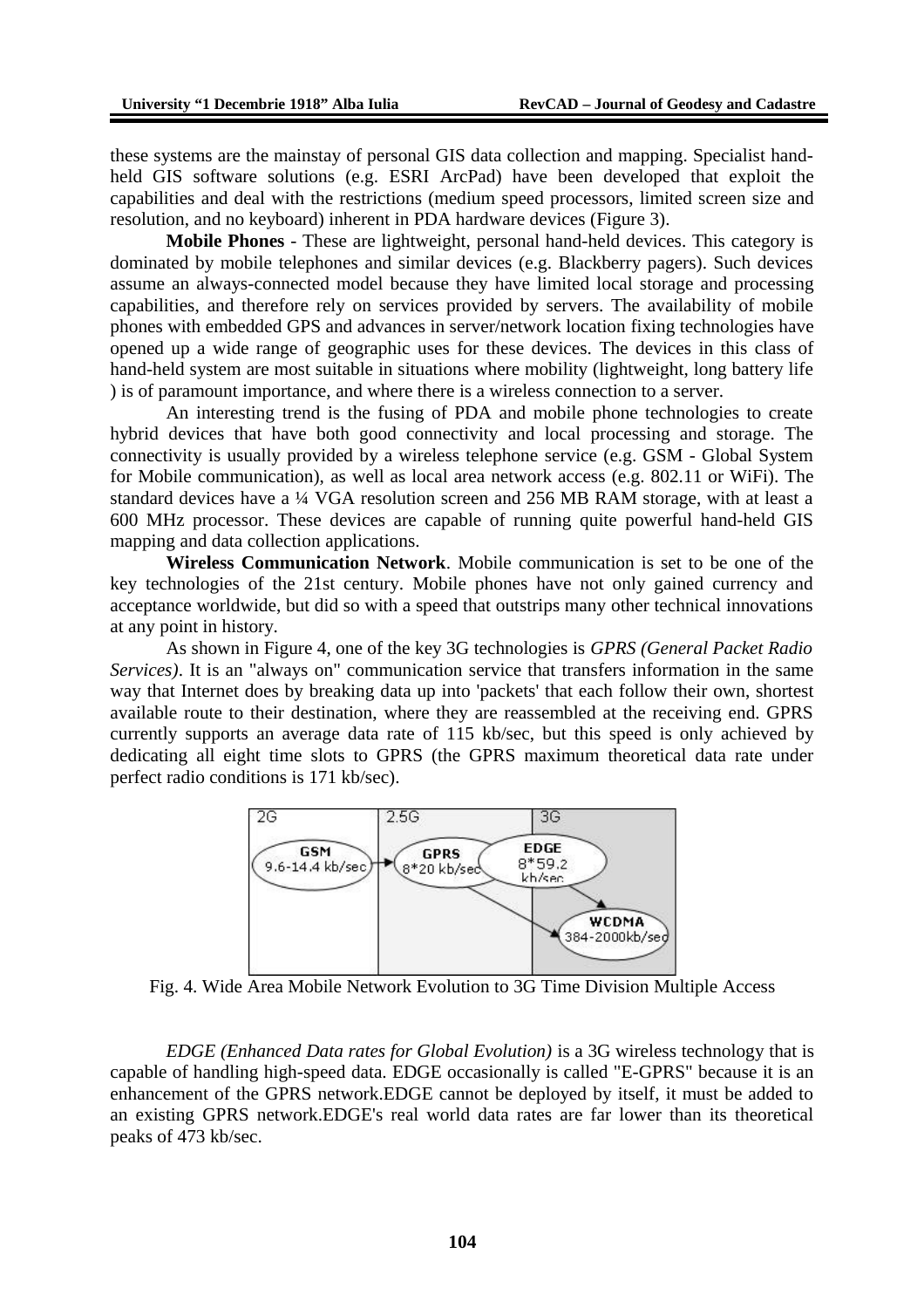these systems are the mainstay of personal GIS data collection and mapping. Specialist hand-held GIS software solutions (e.g. ESRI ArcPad) have been developed that exploit the capabilities and deal with the restrictions (medium speed processors, limited screen size and resolution, and no keyboard) inherent in PDA hardware devices (Figure 3).

**Mobile Phones** - These are lightweight, personal hand-held devices. This category is dominated by mobile telephones and similar devices (e.g. Blackberry pagers). Such devices assume an always-connected model because they have limited local storage and processing capabilities, and therefore rely on services provided by servers. The availability of mobile phones with embedded GPS and advances in server/network location fixing technologies have opened up a wide range of geographic uses for these devices. The devices in this class of hand-held system are most suitable in situations where mobility (lightweight, long battery life ) is of paramount importance, and where there is a wireless connection to a server.

An interesting trend is the fusing of PDA and mobile phone technologies to create hybrid devices that have both good connectivity and local processing and storage. The connectivity is usually provided by a wireless telephone service (e.g. GSM - Global System for Mobile communication), as well as local area network access (e.g. 802.11 or WiFi). The standard devices have a ¼ VGA resolution screen and 256 MB RAM storage, with at least a 600 MHz processor. These devices are capable of running quite powerful hand-held GIS mapping and data collection applications.

**Wireless Communication Network**. Mobile communication is set to be one of the key technologies of the 21st century. Mobile phones have not only gained currency and acceptance worldwide, but did so with a speed that outstrips many other technical innovations at any point in history.

As shown in Figure 4, one of the key 3G technologies is *GPRS (General Packet Radio Services)*. It is an "always on" communication service that transfers information in the same way that Internet does by breaking data up into 'packets' that each follow their own, shortest available route to their destination, where they are reassembled at the receiving end. GPRS currently supports an average data rate of 115 kb/sec, but this speed is only achieved by dedicating all eight time slots to GPRS (the GPRS maximum theoretical data rate under perfect radio conditions is 171 kb/sec).

| 2G | 2.5G | 3G |
|---|---|---|
| GSM 9.6-14.4 kb/sec | GPRS 8*20 kb/sec | EDGE 8*59.2 kb/sec |
| | | WCDMA 384-2000kb/sec |

Fig. 4. Wide Area Mobile Network Evolution to 3G Time Division Multiple Access

*EDGE (Enhanced Data rates for Global Evolution)* is a 3G wireless technology that is capable of handling high-speed data. EDGE occasionally is called "E-GPRS" because it is an enhancement of the GPRS network.EDGE cannot be deployed by itself, it must be added to an existing GPRS network.EDGE's real world data rates are far lower than its theoretical peaks of 473 kb/sec.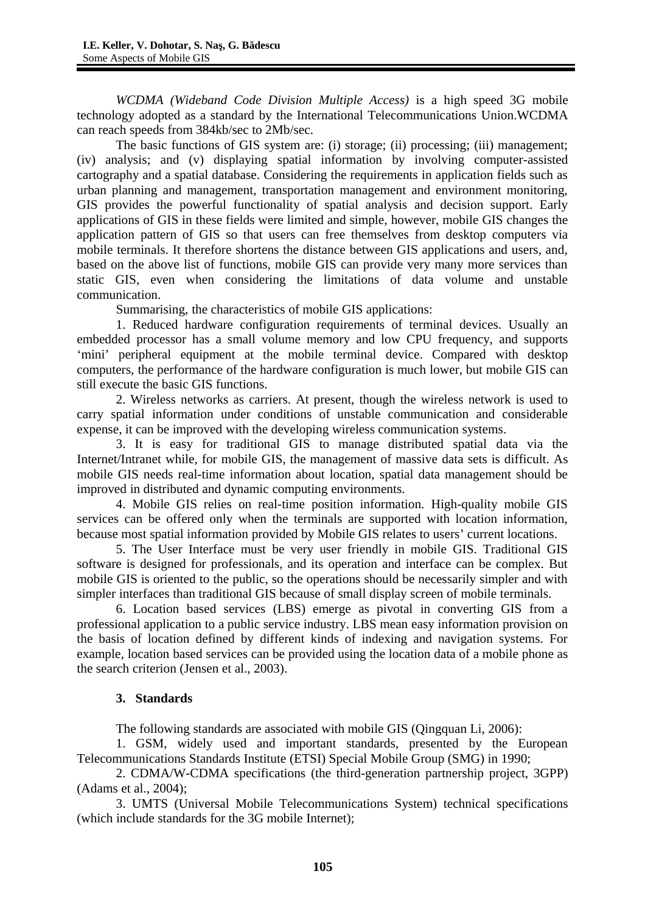*WCDMA (Wideband Code Division Multiple Access)* is a high speed 3G mobile technology adopted as a standard by the International Telecommunications Union.WCDMA can reach speeds from 384kb/sec to 2Mb/sec.

The basic functions of GIS system are: (i) storage; (ii) processing; (iii) management; (iv) analysis; and (v) displaying spatial information by involving computer-assisted cartography and a spatial database. Considering the requirements in application fields such as urban planning and management, transportation management and environment monitoring, GIS provides the powerful functionality of spatial analysis and decision support. Early applications of GIS in these fields were limited and simple, however, mobile GIS changes the application pattern of GIS so that users can free themselves from desktop computers via mobile terminals. It therefore shortens the distance between GIS applications and users, and, based on the above list of functions, mobile GIS can provide very many more services than static GIS, even when considering the limitations of data volume and unstable communication.

Summarising, the characteristics of mobile GIS applications:

1. Reduced hardware configuration requirements of terminal devices. Usually an embedded processor has a small volume memory and low CPU frequency, and supports 'mini' peripheral equipment at the mobile terminal device. Compared with desktop computers, the performance of the hardware configuration is much lower, but mobile GIS can still execute the basic GIS functions.

2. Wireless networks as carriers. At present, though the wireless network is used to carry spatial information under conditions of unstable communication and considerable expense, it can be improved with the developing wireless communication systems.

3. It is easy for traditional GIS to manage distributed spatial data via the Internet/Intranet while, for mobile GIS, the management of massive data sets is difficult. As mobile GIS needs real-time information about location, spatial data management should be improved in distributed and dynamic computing environments.

4. Mobile GIS relies on real-time position information. High-quality mobile GIS services can be offered only when the terminals are supported with location information, because most spatial information provided by Mobile GIS relates to users' current locations.

5. The User Interface must be very user friendly in mobile GIS. Traditional GIS software is designed for professionals, and its operation and interface can be complex. But mobile GIS is oriented to the public, so the operations should be necessarily simpler and with simpler interfaces than traditional GIS because of small display screen of mobile terminals.

6. Location based services (LBS) emerge as pivotal in converting GIS from a professional application to a public service industry. LBS mean easy information provision on the basis of location defined by different kinds of indexing and navigation systems. For example, location based services can be provided using the location data of a mobile phone as the search criterion (Jensen et al., 2003).

## 3. Standards

The following standards are associated with mobile GIS (Qingquan Li, 2006):

1. GSM, widely used and important standards, presented by the European Telecommunications Standards Institute (ETSI) Special Mobile Group (SMG) in 1990;

2. CDMA/W-CDMA specifications (the third-generation partnership project, 3GPP) (Adams et al., 2004);

3. UMTS (Universal Mobile Telecommunications System) technical specifications (which include standards for the 3G mobile Internet);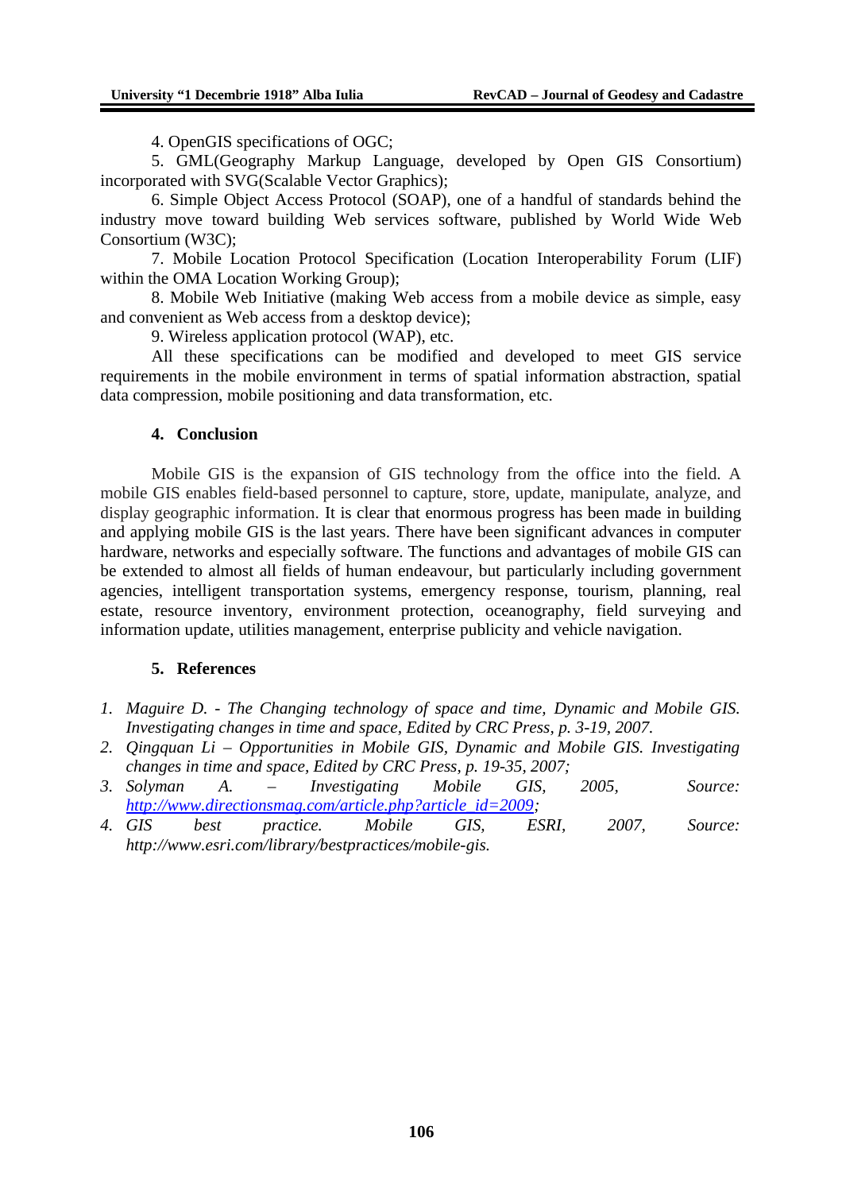4. OpenGIS specifications of OGC;

5. GML(Geography Markup Language, developed by Open GIS Consortium) incorporated with SVG(Scalable Vector Graphics);

6. Simple Object Access Protocol (SOAP), one of a handful of standards behind the industry move toward building Web services software, published by World Wide Web Consortium (W3C);

7. Mobile Location Protocol Specification (Location Interoperability Forum (LIF) within the OMA Location Working Group);

8. Mobile Web Initiative (making Web access from a mobile device as simple, easy and convenient as Web access from a desktop device);

9. Wireless application protocol (WAP), etc.

All these specifications can be modified and developed to meet GIS service requirements in the mobile environment in terms of spatial information abstraction, spatial data compression, mobile positioning and data transformation, etc.

## 4. Conclusion

Mobile GIS is the expansion of GIS technology from the office into the field. A mobile GIS enables field-based personnel to capture, store, update, manipulate, analyze, and display geographic information. It is clear that enormous progress has been made in building and applying mobile GIS is the last years. There have been significant advances in computer hardware, networks and especially software. The functions and advantages of mobile GIS can be extended to almost all fields of human endeavour, but particularly including government agencies, intelligent transportation systems, emergency response, tourism, planning, real estate, resource inventory, environment protection, oceanography, field surveying and information update, utilities management, enterprise publicity and vehicle navigation.

## 5. References

1. *Maguire D. - The Changing technology of space and time, Dynamic and Mobile GIS. Investigating changes in time and space, Edited by CRC Press, p. 3-19, 2007.*
2. *Qingquan Li – Opportunities in Mobile GIS, Dynamic and Mobile GIS. Investigating changes in time and space, Edited by CRC Press, p. 19-35, 2007;*
3. *Solyman A. – Investigating Mobile GIS, 2005, Source: http://www.directionsmag.com/article.php?article_id=2009;*
4. *GIS best practice. Mobile GIS, ESRI, 2007, Source: http://www.esri.com/library/bestpractices/mobile-gis.*